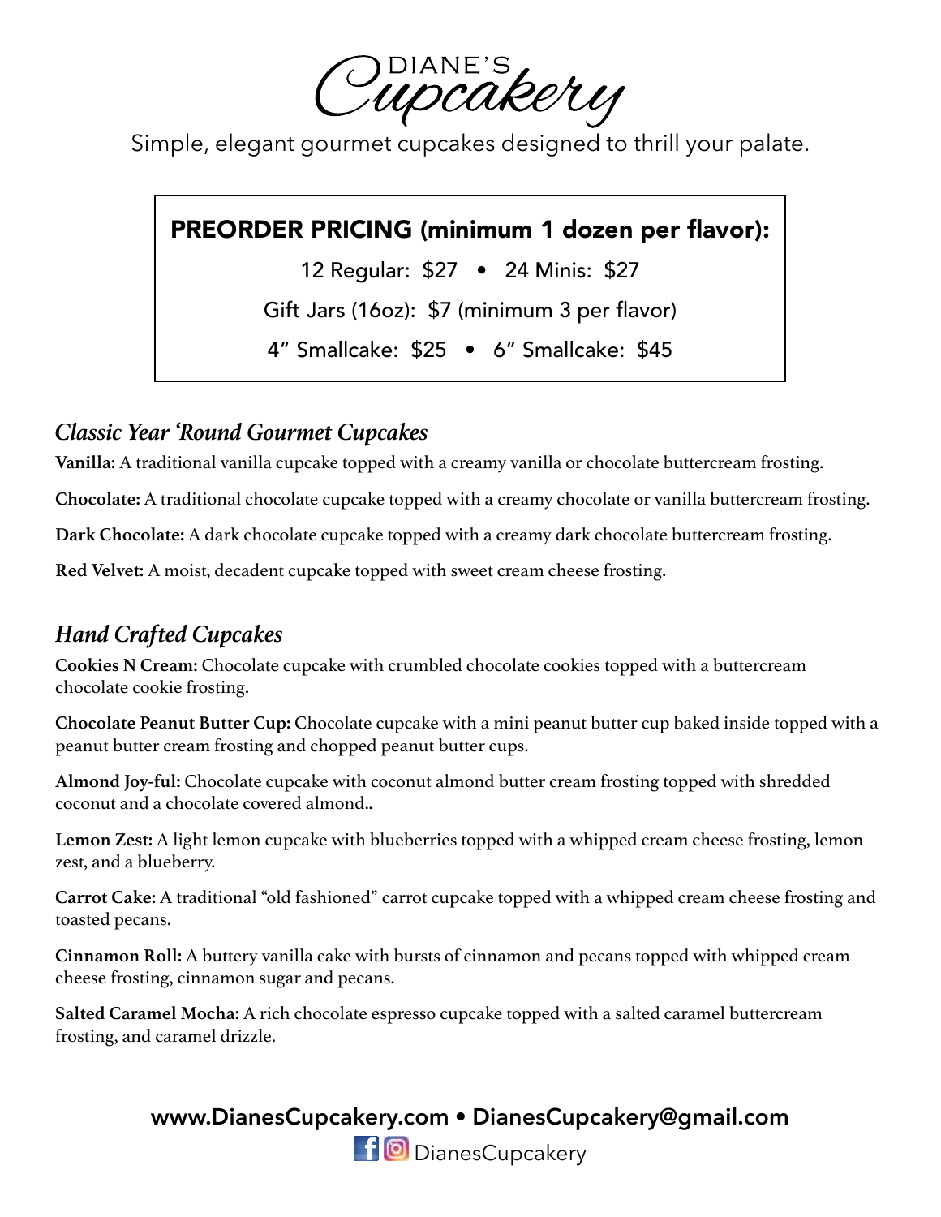# DIANE'S Cupcakery

Simple, elegant gourmet cupcakes designed to thrill your palate.

**PREORDER PRICING (minimum 1 dozen per flavor):**

12 Regular: $27 • 24 Minis: $27

Gift Jars (16oz): $7 (minimum 3 per flavor)

4" Smallcake: $25 • 6" Smallcake: $45

## *Classic Year 'Round Gourmet Cupcakes*

**Vanilla:** A traditional vanilla cupcake topped with a creamy vanilla or chocolate buttercream frosting.

**Chocolate:** A traditional chocolate cupcake topped with a creamy chocolate or vanilla buttercream frosting.

**Dark Chocolate:** A dark chocolate cupcake topped with a creamy dark chocolate buttercream frosting.

**Red Velvet:** A moist, decadent cupcake topped with sweet cream cheese frosting.

## *Hand Crafted Cupcakes*

**Cookies N Cream:** Chocolate cupcake with crumbled chocolate cookies topped with a buttercream chocolate cookie frosting.

**Chocolate Peanut Butter Cup:** Chocolate cupcake with a mini peanut butter cup baked inside topped with a peanut butter cream frosting and chopped peanut butter cups.

**Almond Joy-ful:** Chocolate cupcake with coconut almond butter cream frosting topped with shredded coconut and a chocolate covered almond..

**Lemon Zest:** A light lemon cupcake with blueberries topped with a whipped cream cheese frosting, lemon zest, and a blueberry.

**Carrot Cake:** A traditional "old fashioned" carrot cupcake topped with a whipped cream cheese frosting and toasted pecans.

**Cinnamon Roll:** A buttery vanilla cake with bursts of cinnamon and pecans topped with whipped cream cheese frosting, cinnamon sugar and pecans.

**Salted Caramel Mocha:** A rich chocolate espresso cupcake topped with a salted caramel buttercream frosting, and caramel drizzle.

**www.DianesCupcakery.com • DianesCupcakery@gmail.com**

DianesCupcakery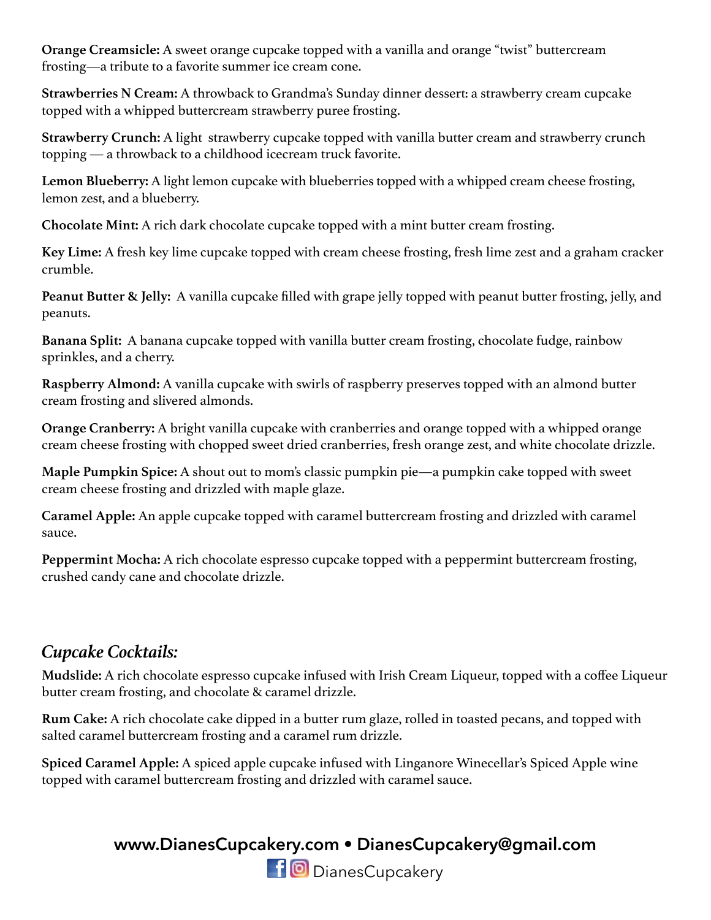**Orange Creamsicle:** A sweet orange cupcake topped with a vanilla and orange "twist" buttercream frosting—a tribute to a favorite summer ice cream cone.

**Strawberries N Cream:** A throwback to Grandma's Sunday dinner dessert: a strawberry cream cupcake topped with a whipped buttercream strawberry puree frosting.

**Strawberry Crunch:** A light strawberry cupcake topped with vanilla butter cream and strawberry crunch topping — a throwback to a childhood icecream truck favorite.

**Lemon Blueberry:** A light lemon cupcake with blueberries topped with a whipped cream cheese frosting, lemon zest, and a blueberry.

**Chocolate Mint:** A rich dark chocolate cupcake topped with a mint butter cream frosting.

**Key Lime:** A fresh key lime cupcake topped with cream cheese frosting, fresh lime zest and a graham cracker crumble.

**Peanut Butter & Jelly:** A vanilla cupcake filled with grape jelly topped with peanut butter frosting, jelly, and peanuts.

**Banana Split:** A banana cupcake topped with vanilla butter cream frosting, chocolate fudge, rainbow sprinkles, and a cherry.

**Raspberry Almond:** A vanilla cupcake with swirls of raspberry preserves topped with an almond butter cream frosting and slivered almonds.

**Orange Cranberry:** A bright vanilla cupcake with cranberries and orange topped with a whipped orange cream cheese frosting with chopped sweet dried cranberries, fresh orange zest, and white chocolate drizzle.

**Maple Pumpkin Spice:** A shout out to mom's classic pumpkin pie—a pumpkin cake topped with sweet cream cheese frosting and drizzled with maple glaze.

**Caramel Apple:** An apple cupcake topped with caramel buttercream frosting and drizzled with caramel sauce.

**Peppermint Mocha:** A rich chocolate espresso cupcake topped with a peppermint buttercream frosting, crushed candy cane and chocolate drizzle.

## *Cupcake Cocktails:*

**Mudslide:** A rich chocolate espresso cupcake infused with Irish Cream Liqueur, topped with a coffee Liqueur butter cream frosting, and chocolate & caramel drizzle.

**Rum Cake:** A rich chocolate cake dipped in a butter rum glaze, rolled in toasted pecans, and topped with salted caramel buttercream frosting and a caramel rum drizzle.

**Spiced Caramel Apple:** A spiced apple cupcake infused with Linganore Winecellar's Spiced Apple wine topped with caramel buttercream frosting and drizzled with caramel sauce.

**www.DianesCupcakery.com • DianesCupcakery@gmail.com**

DianesCupcakery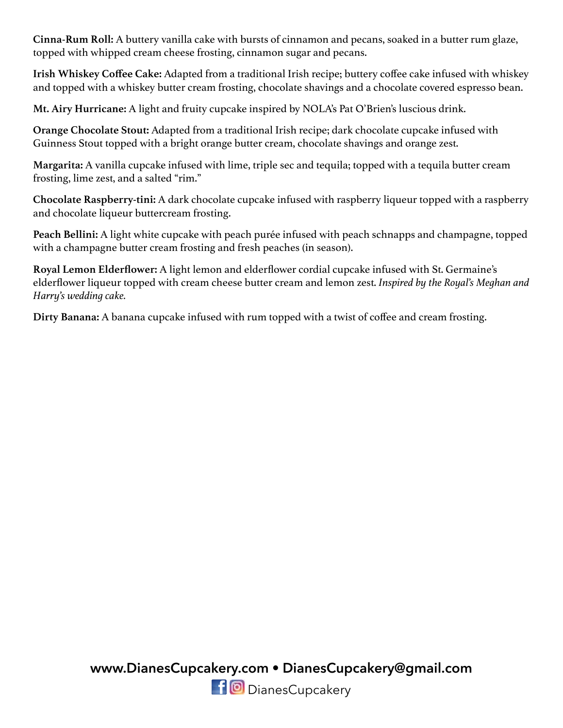**Cinna-Rum Roll:** A buttery vanilla cake with bursts of cinnamon and pecans, soaked in a butter rum glaze, topped with whipped cream cheese frosting, cinnamon sugar and pecans.

**Irish Whiskey Coffee Cake:** Adapted from a traditional Irish recipe; buttery coffee cake infused with whiskey and topped with a whiskey butter cream frosting, chocolate shavings and a chocolate covered espresso bean.

**Mt. Airy Hurricane:** A light and fruity cupcake inspired by NOLA's Pat O'Brien's luscious drink.

**Orange Chocolate Stout:** Adapted from a traditional Irish recipe; dark chocolate cupcake infused with Guinness Stout topped with a bright orange butter cream, chocolate shavings and orange zest.

**Margarita:** A vanilla cupcake infused with lime, triple sec and tequila; topped with a tequila butter cream frosting, lime zest, and a salted "rim."

**Chocolate Raspberry-tini:** A dark chocolate cupcake infused with raspberry liqueur topped with a raspberry and chocolate liqueur buttercream frosting.

**Peach Bellini:** A light white cupcake with peach purée infused with peach schnapps and champagne, topped with a champagne butter cream frosting and fresh peaches (in season).

**Royal Lemon Elderflower:** A light lemon and elderflower cordial cupcake infused with St. Germaine's elderflower liqueur topped with cream cheese butter cream and lemon zest. *Inspired by the Royal's Meghan and Harry's wedding cake.*

**Dirty Banana:** A banana cupcake infused with rum topped with a twist of coffee and cream frosting.

**www.DianesCupcakery.com • DianesCupcakery@gmail.com**

DianesCupcakery